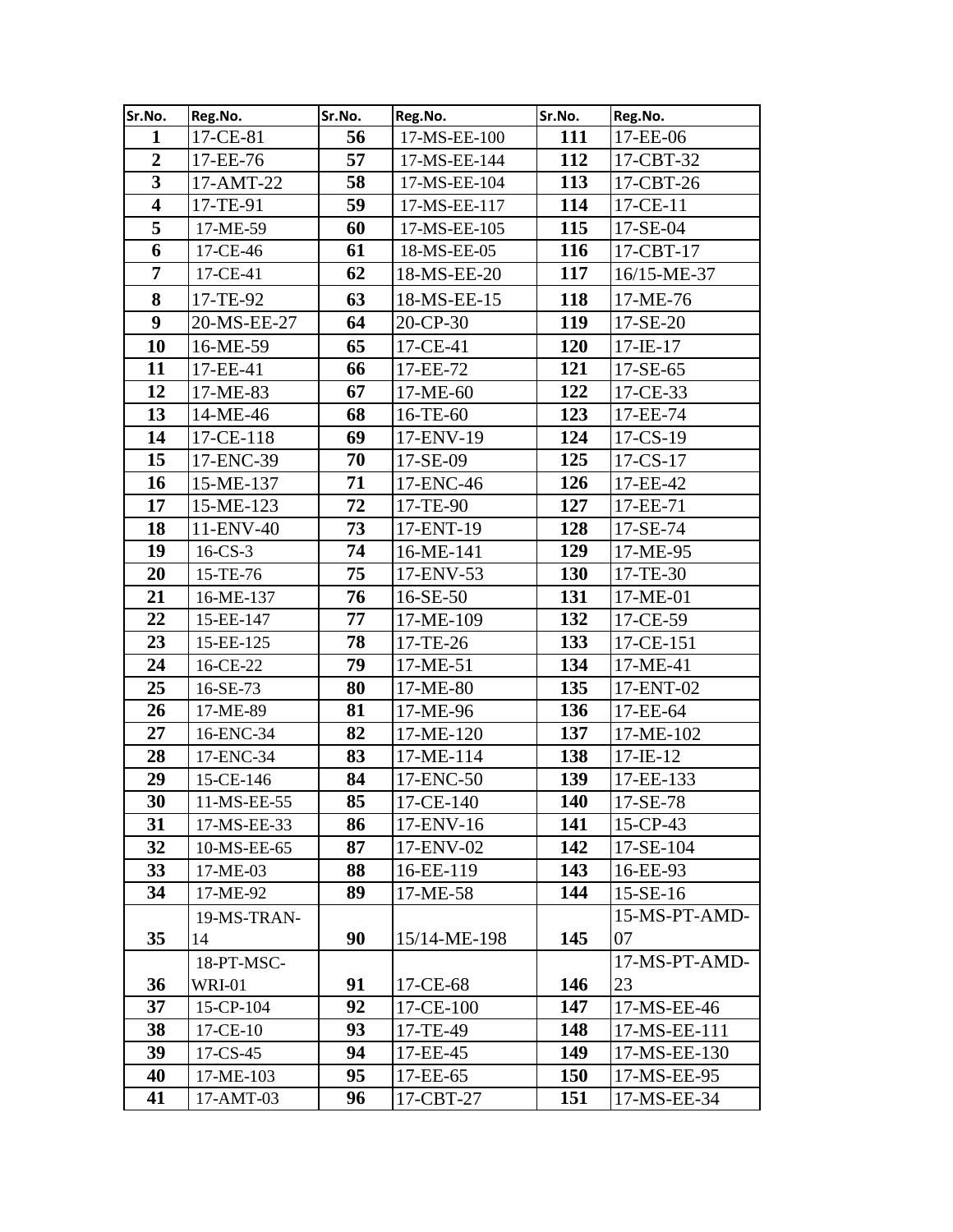| Sr.No. | Reg.No. | Sr.No. | Reg.No. | Sr.No. | Reg.No. |
|---|---|---|---|---|---|
| 1 | 17-CE-81 | 56 | 17-MS-EE-100 | 111 | 17-EE-06 |
| 2 | 17-EE-76 | 57 | 17-MS-EE-144 | 112 | 17-CBT-32 |
| 3 | 17-AMT-22 | 58 | 17-MS-EE-104 | 113 | 17-CBT-26 |
| 4 | 17-TE-91 | 59 | 17-MS-EE-117 | 114 | 17-CE-11 |
| 5 | 17-ME-59 | 60 | 17-MS-EE-105 | 115 | 17-SE-04 |
| 6 | 17-CE-46 | 61 | 18-MS-EE-05 | 116 | 17-CBT-17 |
| 7 | 17-CE-41 | 62 | 18-MS-EE-20 | 117 | 16/15-ME-37 |
| 8 | 17-TE-92 | 63 | 18-MS-EE-15 | 118 | 17-ME-76 |
| 9 | 20-MS-EE-27 | 64 | 20-CP-30 | 119 | 17-SE-20 |
| 10 | 16-ME-59 | 65 | 17-CE-41 | 120 | 17-IE-17 |
| 11 | 17-EE-41 | 66 | 17-EE-72 | 121 | 17-SE-65 |
| 12 | 17-ME-83 | 67 | 17-ME-60 | 122 | 17-CE-33 |
| 13 | 14-ME-46 | 68 | 16-TE-60 | 123 | 17-EE-74 |
| 14 | 17-CE-118 | 69 | 17-ENV-19 | 124 | 17-CS-19 |
| 15 | 17-ENC-39 | 70 | 17-SE-09 | 125 | 17-CS-17 |
| 16 | 15-ME-137 | 71 | 17-ENC-46 | 126 | 17-EE-42 |
| 17 | 15-ME-123 | 72 | 17-TE-90 | 127 | 17-EE-71 |
| 18 | 11-ENV-40 | 73 | 17-ENT-19 | 128 | 17-SE-74 |
| 19 | 16-CS-3 | 74 | 16-ME-141 | 129 | 17-ME-95 |
| 20 | 15-TE-76 | 75 | 17-ENV-53 | 130 | 17-TE-30 |
| 21 | 16-ME-137 | 76 | 16-SE-50 | 131 | 17-ME-01 |
| 22 | 15-EE-147 | 77 | 17-ME-109 | 132 | 17-CE-59 |
| 23 | 15-EE-125 | 78 | 17-TE-26 | 133 | 17-CE-151 |
| 24 | 16-CE-22 | 79 | 17-ME-51 | 134 | 17-ME-41 |
| 25 | 16-SE-73 | 80 | 17-ME-80 | 135 | 17-ENT-02 |
| 26 | 17-ME-89 | 81 | 17-ME-96 | 136 | 17-EE-64 |
| 27 | 16-ENC-34 | 82 | 17-ME-120 | 137 | 17-ME-102 |
| 28 | 17-ENC-34 | 83 | 17-ME-114 | 138 | 17-IE-12 |
| 29 | 15-CE-146 | 84 | 17-ENC-50 | 139 | 17-EE-133 |
| 30 | 11-MS-EE-55 | 85 | 17-CE-140 | 140 | 17-SE-78 |
| 31 | 17-MS-EE-33 | 86 | 17-ENV-16 | 141 | 15-CP-43 |
| 32 | 10-MS-EE-65 | 87 | 17-ENV-02 | 142 | 17-SE-104 |
| 33 | 17-ME-03 | 88 | 16-EE-119 | 143 | 16-EE-93 |
| 34 | 17-ME-92 | 89 | 17-ME-58 | 144 | 15-SE-16 |
| 35 | 19-MS-TRAN-14 | 90 | 15/14-ME-198 | 145 | 15-MS-PT-AMD-07 |
| 36 | 18-PT-MSC-WRI-01 | 91 | 17-CE-68 | 146 | 17-MS-PT-AMD-23 |
| 37 | 15-CP-104 | 92 | 17-CE-100 | 147 | 17-MS-EE-46 |
| 38 | 17-CE-10 | 93 | 17-TE-49 | 148 | 17-MS-EE-111 |
| 39 | 17-CS-45 | 94 | 17-EE-45 | 149 | 17-MS-EE-130 |
| 40 | 17-ME-103 | 95 | 17-EE-65 | 150 | 17-MS-EE-95 |
| 41 | 17-AMT-03 | 96 | 17-CBT-27 | 151 | 17-MS-EE-34 |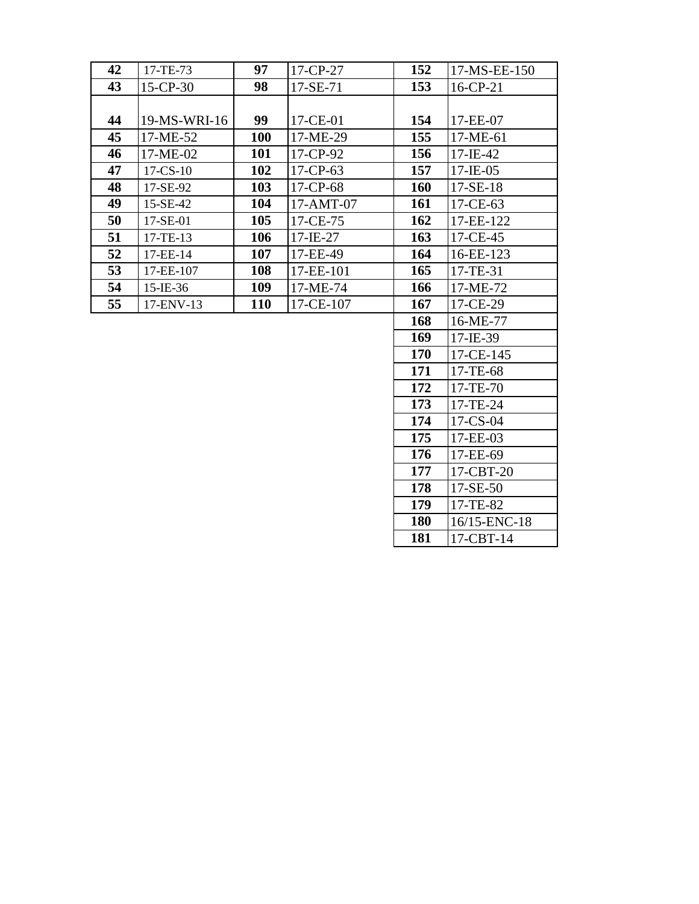| | | | | | |
|---|---|---|---|---|---|
| **42** | 17-TE-73 | **97** | 17-CP-27 | **152** | 17-MS-EE-150 |
| **43** | 15-CP-30 | **98** | 17-SE-71 | **153** | 16-CP-21 |
| **44** | 19-MS-WRI-16 | **99** | 17-CE-01 | **154** | 17-EE-07 |
| **45** | 17-ME-52 | **100** | 17-ME-29 | **155** | 17-ME-61 |
| **46** | 17-ME-02 | **101** | 17-CP-92 | **156** | 17-IE-42 |
| **47** | 17-CS-10 | **102** | 17-CP-63 | **157** | 17-IE-05 |
| **48** | 17-SE-92 | **103** | 17-CP-68 | **160** | 17-SE-18 |
| **49** | 15-SE-42 | **104** | 17-AMT-07 | **161** | 17-CE-63 |
| **50** | 17-SE-01 | **105** | 17-CE-75 | **162** | 17-EE-122 |
| **51** | 17-TE-13 | **106** | 17-IE-27 | **163** | 17-CE-45 |
| **52** | 17-EE-14 | **107** | 17-EE-49 | **164** | 16-EE-123 |
| **53** | 17-EE-107 | **108** | 17-EE-101 | **165** | 17-TE-31 |
| **54** | 15-IE-36 | **109** | 17-ME-74 | **166** | 17-ME-72 |
| **55** | 17-ENV-13 | **110** | 17-CE-107 | **167** | 17-CE-29 |
| | | | | **168** | 16-ME-77 |
| | | | | **169** | 17-IE-39 |
| | | | | **170** | 17-CE-145 |
| | | | | **171** | 17-TE-68 |
| | | | | **172** | 17-TE-70 |
| | | | | **173** | 17-TE-24 |
| | | | | **174** | 17-CS-04 |
| | | | | **175** | 17-EE-03 |
| | | | | **176** | 17-EE-69 |
| | | | | **177** | 17-CBT-20 |
| | | | | **178** | 17-SE-50 |
| | | | | **179** | 17-TE-82 |
| | | | | **180** | 16/15-ENC-18 |
| | | | | **181** | 17-CBT-14 |